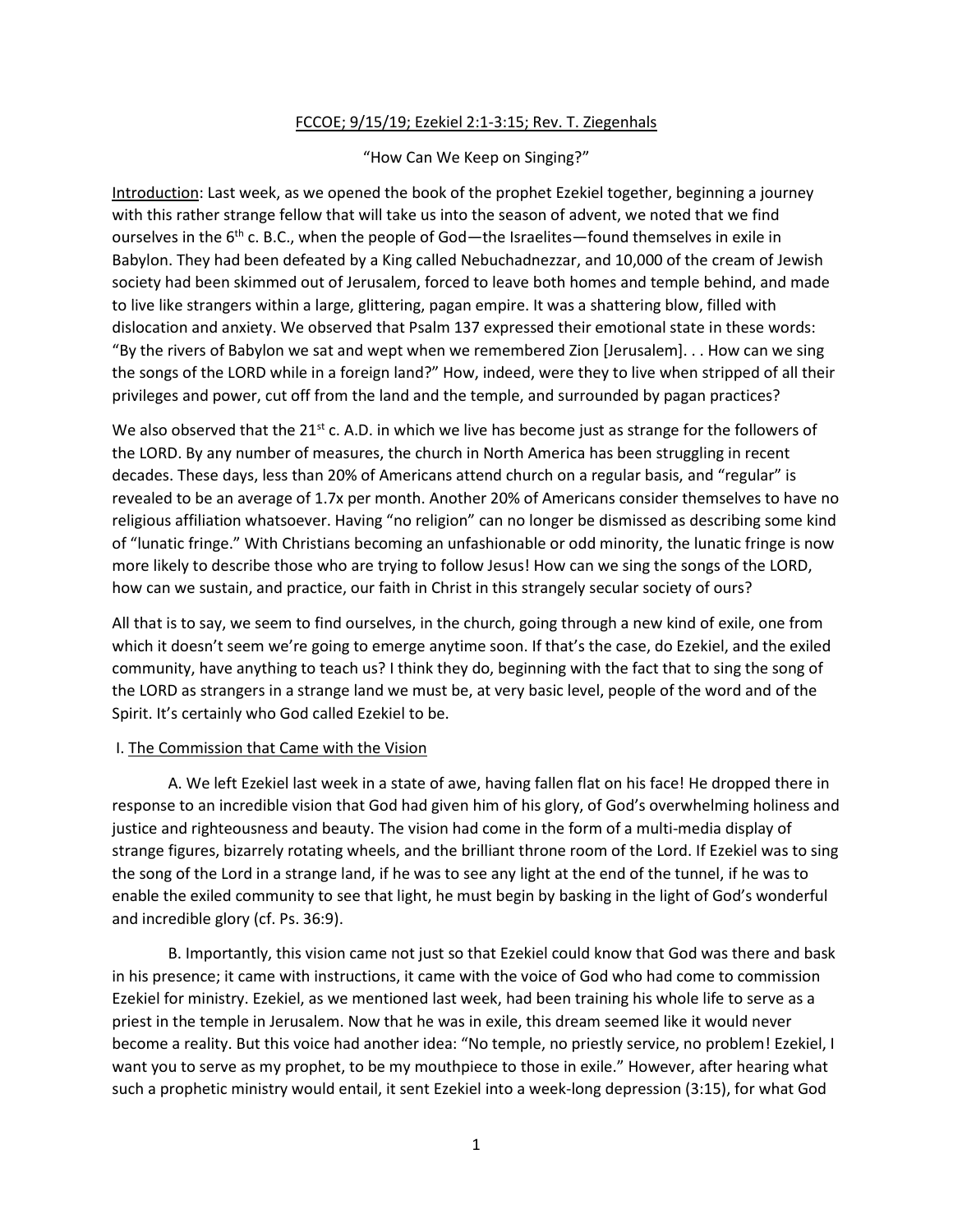FCCOE; 9/15/19; Ezekiel 2:1-3:15; Rev. T. Ziegenhals

"How Can We Keep on Singing?"

Introduction: Last week, as we opened the book of the prophet Ezekiel together, beginning a journey with this rather strange fellow that will take us into the season of advent, we noted that we find ourselves in the 6th c. B.C., when the people of God—the Israelites—found themselves in exile in Babylon. They had been defeated by a King called Nebuchadnezzar, and 10,000 of the cream of Jewish society had been skimmed out of Jerusalem, forced to leave both homes and temple behind, and made to live like strangers within a large, glittering, pagan empire. It was a shattering blow, filled with dislocation and anxiety. We observed that Psalm 137 expressed their emotional state in these words: "By the rivers of Babylon we sat and wept when we remembered Zion [Jerusalem]. . . How can we sing the songs of the LORD while in a foreign land?" How, indeed, were they to live when stripped of all their privileges and power, cut off from the land and the temple, and surrounded by pagan practices?

We also observed that the 21st c. A.D. in which we live has become just as strange for the followers of the LORD. By any number of measures, the church in North America has been struggling in recent decades. These days, less than 20% of Americans attend church on a regular basis, and "regular" is revealed to be an average of 1.7x per month. Another 20% of Americans consider themselves to have no religious affiliation whatsoever. Having "no religion" can no longer be dismissed as describing some kind of "lunatic fringe." With Christians becoming an unfashionable or odd minority, the lunatic fringe is now more likely to describe those who are trying to follow Jesus! How can we sing the songs of the LORD, how can we sustain, and practice, our faith in Christ in this strangely secular society of ours?

All that is to say, we seem to find ourselves, in the church, going through a new kind of exile, one from which it doesn't seem we're going to emerge anytime soon. If that's the case, do Ezekiel, and the exiled community, have anything to teach us? I think they do, beginning with the fact that to sing the song of the LORD as strangers in a strange land we must be, at very basic level, people of the word and of the Spirit. It's certainly who God called Ezekiel to be.

I. The Commission that Came with the Vision

A. We left Ezekiel last week in a state of awe, having fallen flat on his face! He dropped there in response to an incredible vision that God had given him of his glory, of God's overwhelming holiness and justice and righteousness and beauty. The vision had come in the form of a multi-media display of strange figures, bizarrely rotating wheels, and the brilliant throne room of the Lord. If Ezekiel was to sing the song of the Lord in a strange land, if he was to see any light at the end of the tunnel, if he was to enable the exiled community to see that light, he must begin by basking in the light of God's wonderful and incredible glory (cf. Ps. 36:9).

B. Importantly, this vision came not just so that Ezekiel could know that God was there and bask in his presence; it came with instructions, it came with the voice of God who had come to commission Ezekiel for ministry. Ezekiel, as we mentioned last week, had been training his whole life to serve as a priest in the temple in Jerusalem. Now that he was in exile, this dream seemed like it would never become a reality. But this voice had another idea: "No temple, no priestly service, no problem! Ezekiel, I want you to serve as my prophet, to be my mouthpiece to those in exile." However, after hearing what such a prophetic ministry would entail, it sent Ezekiel into a week-long depression (3:15), for what God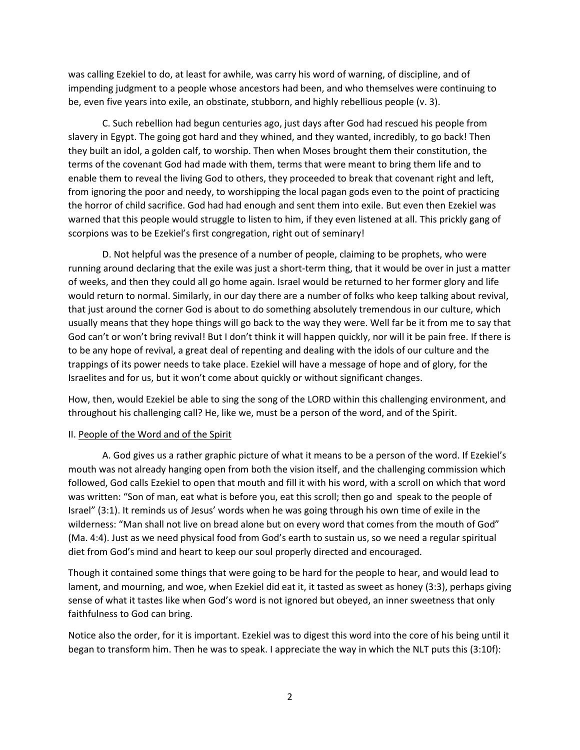was calling Ezekiel to do, at least for awhile, was carry his word of warning, of discipline, and of impending judgment to a people whose ancestors had been, and who themselves were continuing to be, even five years into exile, an obstinate, stubborn, and highly rebellious people (v. 3).

C. Such rebellion had begun centuries ago, just days after God had rescued his people from slavery in Egypt. The going got hard and they whined, and they wanted, incredibly, to go back! Then they built an idol, a golden calf, to worship. Then when Moses brought them their constitution, the terms of the covenant God had made with them, terms that were meant to bring them life and to enable them to reveal the living God to others, they proceeded to break that covenant right and left, from ignoring the poor and needy, to worshipping the local pagan gods even to the point of practicing the horror of child sacrifice. God had had enough and sent them into exile. But even then Ezekiel was warned that this people would struggle to listen to him, if they even listened at all. This prickly gang of scorpions was to be Ezekiel's first congregation, right out of seminary!

D. Not helpful was the presence of a number of people, claiming to be prophets, who were running around declaring that the exile was just a short-term thing, that it would be over in just a matter of weeks, and then they could all go home again. Israel would be returned to her former glory and life would return to normal. Similarly, in our day there are a number of folks who keep talking about revival, that just around the corner God is about to do something absolutely tremendous in our culture, which usually means that they hope things will go back to the way they were. Well far be it from me to say that God can't or won't bring revival! But I don't think it will happen quickly, nor will it be pain free. If there is to be any hope of revival, a great deal of repenting and dealing with the idols of our culture and the trappings of its power needs to take place. Ezekiel will have a message of hope and of glory, for the Israelites and for us, but it won't come about quickly or without significant changes.

How, then, would Ezekiel be able to sing the song of the LORD within this challenging environment, and throughout his challenging call? He, like we, must be a person of the word, and of the Spirit.

II. <u>People of the Word and of the Spirit</u>

A. God gives us a rather graphic picture of what it means to be a person of the word. If Ezekiel's mouth was not already hanging open from both the vision itself, and the challenging commission which followed, God calls Ezekiel to open that mouth and fill it with his word, with a scroll on which that word was written: "Son of man, eat what is before you, eat this scroll; then go and speak to the people of Israel" (3:1). It reminds us of Jesus' words when he was going through his own time of exile in the wilderness: "Man shall not live on bread alone but on every word that comes from the mouth of God" (Ma. 4:4). Just as we need physical food from God's earth to sustain us, so we need a regular spiritual diet from God's mind and heart to keep our soul properly directed and encouraged.

Though it contained some things that were going to be hard for the people to hear, and would lead to lament, and mourning, and woe, when Ezekiel did eat it, it tasted as sweet as honey (3:3), perhaps giving sense of what it tastes like when God's word is not ignored but obeyed, an inner sweetness that only faithfulness to God can bring.

Notice also the order, for it is important. Ezekiel was to digest this word into the core of his being until it began to transform him. Then he was to speak. I appreciate the way in which the NLT puts this (3:10f):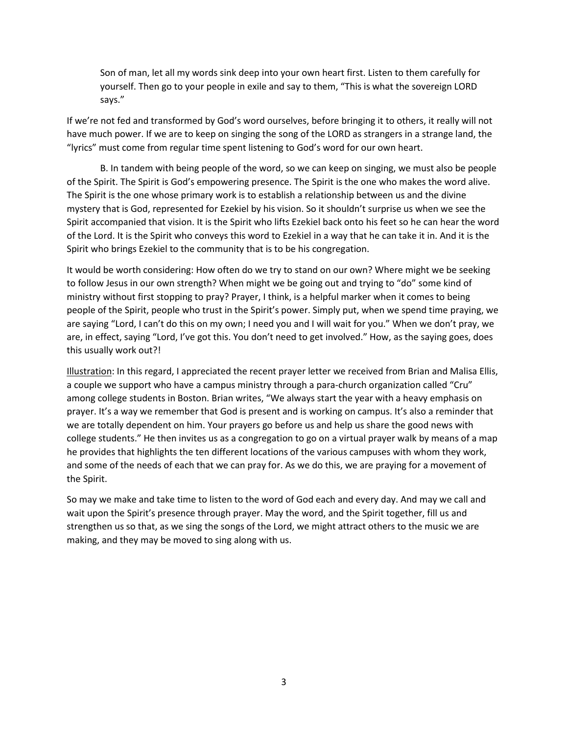> Son of man, let all my words sink deep into your own heart first. Listen to them carefully for yourself. Then go to your people in exile and say to them, "This is what the sovereign LORD says."

If we're not fed and transformed by God's word ourselves, before bringing it to others, it really will not have much power. If we are to keep on singing the song of the LORD as strangers in a strange land, the "lyrics" must come from regular time spent listening to God's word for our own heart.

B. In tandem with being people of the word, so we can keep on singing, we must also be people of the Spirit. The Spirit is God's empowering presence. The Spirit is the one who makes the word alive. The Spirit is the one whose primary work is to establish a relationship between us and the divine mystery that is God, represented for Ezekiel by his vision. So it shouldn't surprise us when we see the Spirit accompanied that vision. It is the Spirit who lifts Ezekiel back onto his feet so he can hear the word of the Lord. It is the Spirit who conveys this word to Ezekiel in a way that he can take it in. And it is the Spirit who brings Ezekiel to the community that is to be his congregation.

It would be worth considering: How often do we try to stand on our own? Where might we be seeking to follow Jesus in our own strength? When might we be going out and trying to "do" some kind of ministry without first stopping to pray? Prayer, I think, is a helpful marker when it comes to being people of the Spirit, people who trust in the Spirit's power. Simply put, when we spend time praying, we are saying "Lord, I can't do this on my own; I need you and I will wait for you." When we don't pray, we are, in effect, saying "Lord, I've got this. You don't need to get involved." How, as the saying goes, does this usually work out?!

<u>Illustration</u>: In this regard, I appreciated the recent prayer letter we received from Brian and Malisa Ellis, a couple we support who have a campus ministry through a para-church organization called "Cru" among college students in Boston. Brian writes, "We always start the year with a heavy emphasis on prayer. It's a way we remember that God is present and is working on campus. It's also a reminder that we are totally dependent on him. Your prayers go before us and help us share the good news with college students." He then invites us as a congregation to go on a virtual prayer walk by means of a map he provides that highlights the ten different locations of the various campuses with whom they work, and some of the needs of each that we can pray for. As we do this, we are praying for a movement of the Spirit.

So may we make and take time to listen to the word of God each and every day. And may we call and wait upon the Spirit's presence through prayer. May the word, and the Spirit together, fill us and strengthen us so that, as we sing the songs of the Lord, we might attract others to the music we are making, and they may be moved to sing along with us.